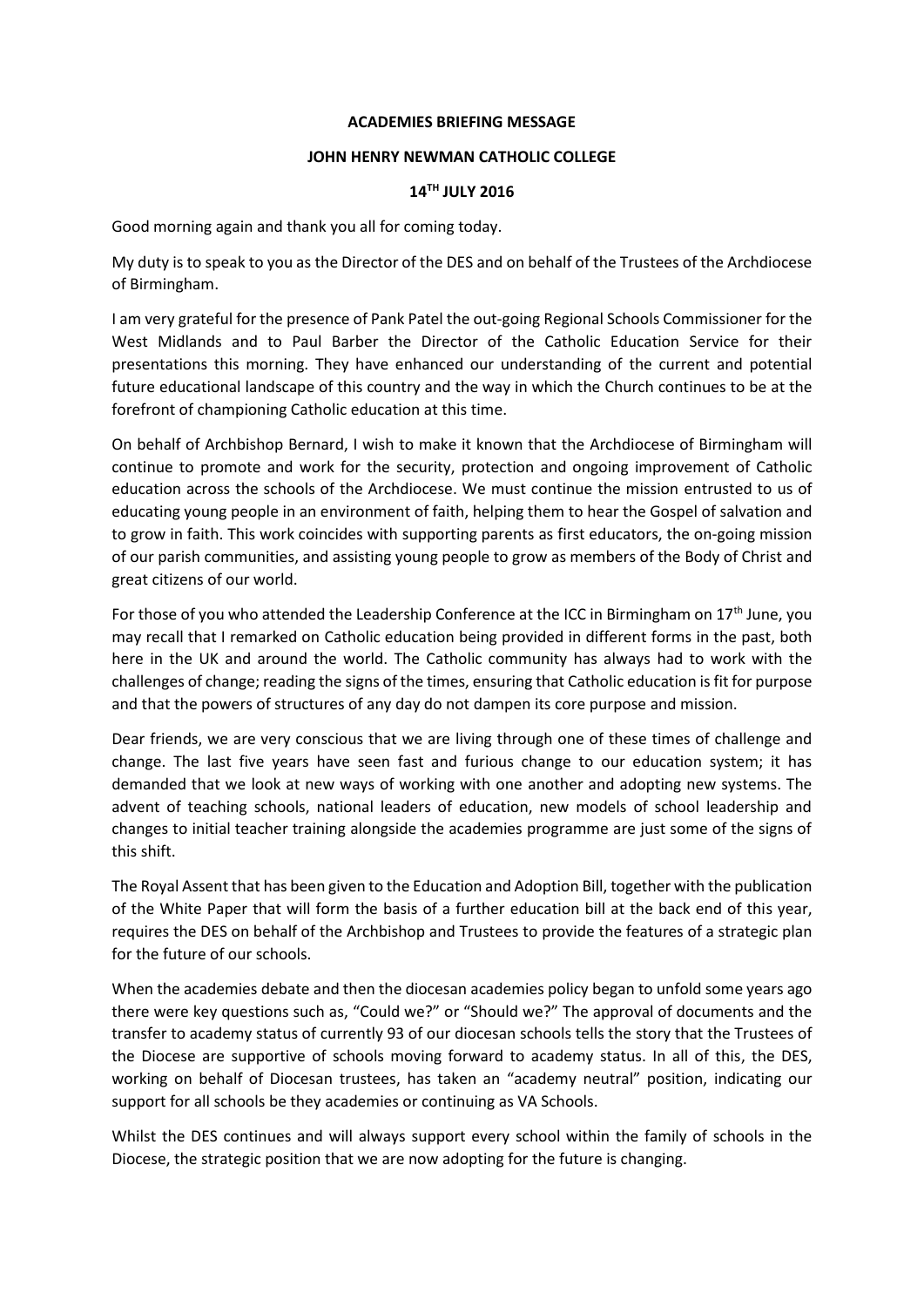**ACADEMIES BRIEFING MESSAGE**

**JOHN HENRY NEWMAN CATHOLIC COLLEGE**

**14TH JULY 2016**

Good morning again and thank you all for coming today.

My duty is to speak to you as the Director of the DES and on behalf of the Trustees of the Archdiocese of Birmingham.

I am very grateful for the presence of Pank Patel the out-going Regional Schools Commissioner for the West Midlands and to Paul Barber the Director of the Catholic Education Service for their presentations this morning. They have enhanced our understanding of the current and potential future educational landscape of this country and the way in which the Church continues to be at the forefront of championing Catholic education at this time.

On behalf of Archbishop Bernard, I wish to make it known that the Archdiocese of Birmingham will continue to promote and work for the security, protection and ongoing improvement of Catholic education across the schools of the Archdiocese. We must continue the mission entrusted to us of educating young people in an environment of faith, helping them to hear the Gospel of salvation and to grow in faith. This work coincides with supporting parents as first educators, the on-going mission of our parish communities, and assisting young people to grow as members of the Body of Christ and great citizens of our world.

For those of you who attended the Leadership Conference at the ICC in Birmingham on 17th June, you may recall that I remarked on Catholic education being provided in different forms in the past, both here in the UK and around the world. The Catholic community has always had to work with the challenges of change; reading the signs of the times, ensuring that Catholic education is fit for purpose and that the powers of structures of any day do not dampen its core purpose and mission.

Dear friends, we are very conscious that we are living through one of these times of challenge and change. The last five years have seen fast and furious change to our education system; it has demanded that we look at new ways of working with one another and adopting new systems. The advent of teaching schools, national leaders of education, new models of school leadership and changes to initial teacher training alongside the academies programme are just some of the signs of this shift.

The Royal Assent that has been given to the Education and Adoption Bill, together with the publication of the White Paper that will form the basis of a further education bill at the back end of this year, requires the DES on behalf of the Archbishop and Trustees to provide the features of a strategic plan for the future of our schools.

When the academies debate and then the diocesan academies policy began to unfold some years ago there were key questions such as, "Could we?" or "Should we?" The approval of documents and the transfer to academy status of currently 93 of our diocesan schools tells the story that the Trustees of the Diocese are supportive of schools moving forward to academy status. In all of this, the DES, working on behalf of Diocesan trustees, has taken an "academy neutral" position, indicating our support for all schools be they academies or continuing as VA Schools.

Whilst the DES continues and will always support every school within the family of schools in the Diocese, the strategic position that we are now adopting for the future is changing.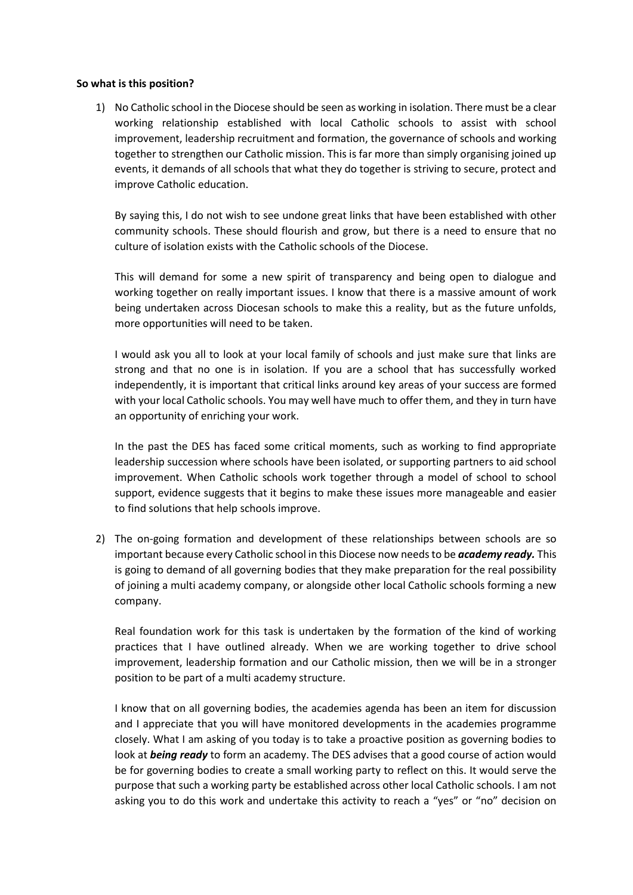**So what is this position?**

1) No Catholic school in the Diocese should be seen as working in isolation. There must be a clear working relationship established with local Catholic schools to assist with school improvement, leadership recruitment and formation, the governance of schools and working together to strengthen our Catholic mission. This is far more than simply organising joined up events, it demands of all schools that what they do together is striving to secure, protect and improve Catholic education.

   By saying this, I do not wish to see undone great links that have been established with other community schools. These should flourish and grow, but there is a need to ensure that no culture of isolation exists with the Catholic schools of the Diocese.

   This will demand for some a new spirit of transparency and being open to dialogue and working together on really important issues. I know that there is a massive amount of work being undertaken across Diocesan schools to make this a reality, but as the future unfolds, more opportunities will need to be taken.

   I would ask you all to look at your local family of schools and just make sure that links are strong and that no one is in isolation. If you are a school that has successfully worked independently, it is important that critical links around key areas of your success are formed with your local Catholic schools. You may well have much to offer them, and they in turn have an opportunity of enriching your work.

   In the past the DES has faced some critical moments, such as working to find appropriate leadership succession where schools have been isolated, or supporting partners to aid school improvement. When Catholic schools work together through a model of school to school support, evidence suggests that it begins to make these issues more manageable and easier to find solutions that help schools improve.

2) The on-going formation and development of these relationships between schools are so important because every Catholic school in this Diocese now needs to be ***academy ready.*** This is going to demand of all governing bodies that they make preparation for the real possibility of joining a multi academy company, or alongside other local Catholic schools forming a new company.

   Real foundation work for this task is undertaken by the formation of the kind of working practices that I have outlined already. When we are working together to drive school improvement, leadership formation and our Catholic mission, then we will be in a stronger position to be part of a multi academy structure.

   I know that on all governing bodies, the academies agenda has been an item for discussion and I appreciate that you will have monitored developments in the academies programme closely. What I am asking of you today is to take a proactive position as governing bodies to look at ***being ready*** to form an academy. The DES advises that a good course of action would be for governing bodies to create a small working party to reflect on this. It would serve the purpose that such a working party be established across other local Catholic schools. I am not asking you to do this work and undertake this activity to reach a "yes" or "no" decision on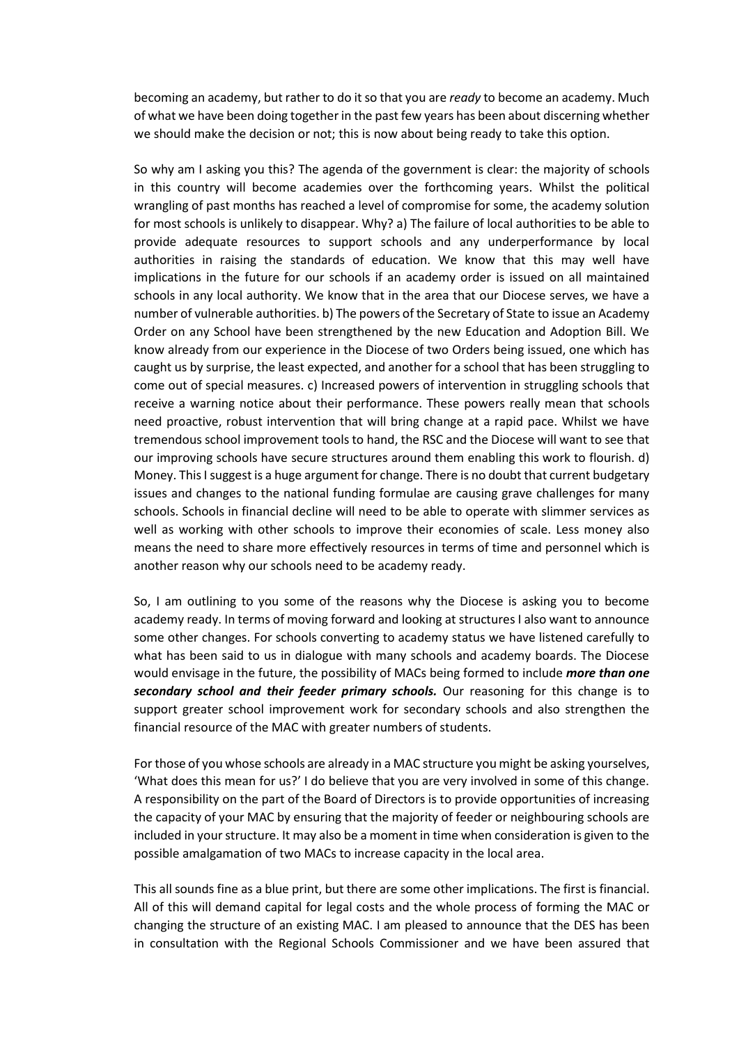becoming an academy, but rather to do it so that you are *ready* to become an academy. Much of what we have been doing together in the past few years has been about discerning whether we should make the decision or not; this is now about being ready to take this option.

So why am I asking you this? The agenda of the government is clear: the majority of schools in this country will become academies over the forthcoming years. Whilst the political wrangling of past months has reached a level of compromise for some, the academy solution for most schools is unlikely to disappear. Why? a) The failure of local authorities to be able to provide adequate resources to support schools and any underperformance by local authorities in raising the standards of education. We know that this may well have implications in the future for our schools if an academy order is issued on all maintained schools in any local authority. We know that in the area that our Diocese serves, we have a number of vulnerable authorities. b) The powers of the Secretary of State to issue an Academy Order on any School have been strengthened by the new Education and Adoption Bill. We know already from our experience in the Diocese of two Orders being issued, one which has caught us by surprise, the least expected, and another for a school that has been struggling to come out of special measures. c) Increased powers of intervention in struggling schools that receive a warning notice about their performance. These powers really mean that schools need proactive, robust intervention that will bring change at a rapid pace. Whilst we have tremendous school improvement tools to hand, the RSC and the Diocese will want to see that our improving schools have secure structures around them enabling this work to flourish. d) Money. This I suggest is a huge argument for change. There is no doubt that current budgetary issues and changes to the national funding formulae are causing grave challenges for many schools. Schools in financial decline will need to be able to operate with slimmer services as well as working with other schools to improve their economies of scale. Less money also means the need to share more effectively resources in terms of time and personnel which is another reason why our schools need to be academy ready.

So, I am outlining to you some of the reasons why the Diocese is asking you to become academy ready. In terms of moving forward and looking at structures I also want to announce some other changes. For schools converting to academy status we have listened carefully to what has been said to us in dialogue with many schools and academy boards. The Diocese would envisage in the future, the possibility of MACs being formed to include ***more than one secondary school and their feeder primary schools.*** Our reasoning for this change is to support greater school improvement work for secondary schools and also strengthen the financial resource of the MAC with greater numbers of students.

For those of you whose schools are already in a MAC structure you might be asking yourselves, 'What does this mean for us?' I do believe that you are very involved in some of this change. A responsibility on the part of the Board of Directors is to provide opportunities of increasing the capacity of your MAC by ensuring that the majority of feeder or neighbouring schools are included in your structure. It may also be a moment in time when consideration is given to the possible amalgamation of two MACs to increase capacity in the local area.

This all sounds fine as a blue print, but there are some other implications. The first is financial. All of this will demand capital for legal costs and the whole process of forming the MAC or changing the structure of an existing MAC. I am pleased to announce that the DES has been in consultation with the Regional Schools Commissioner and we have been assured that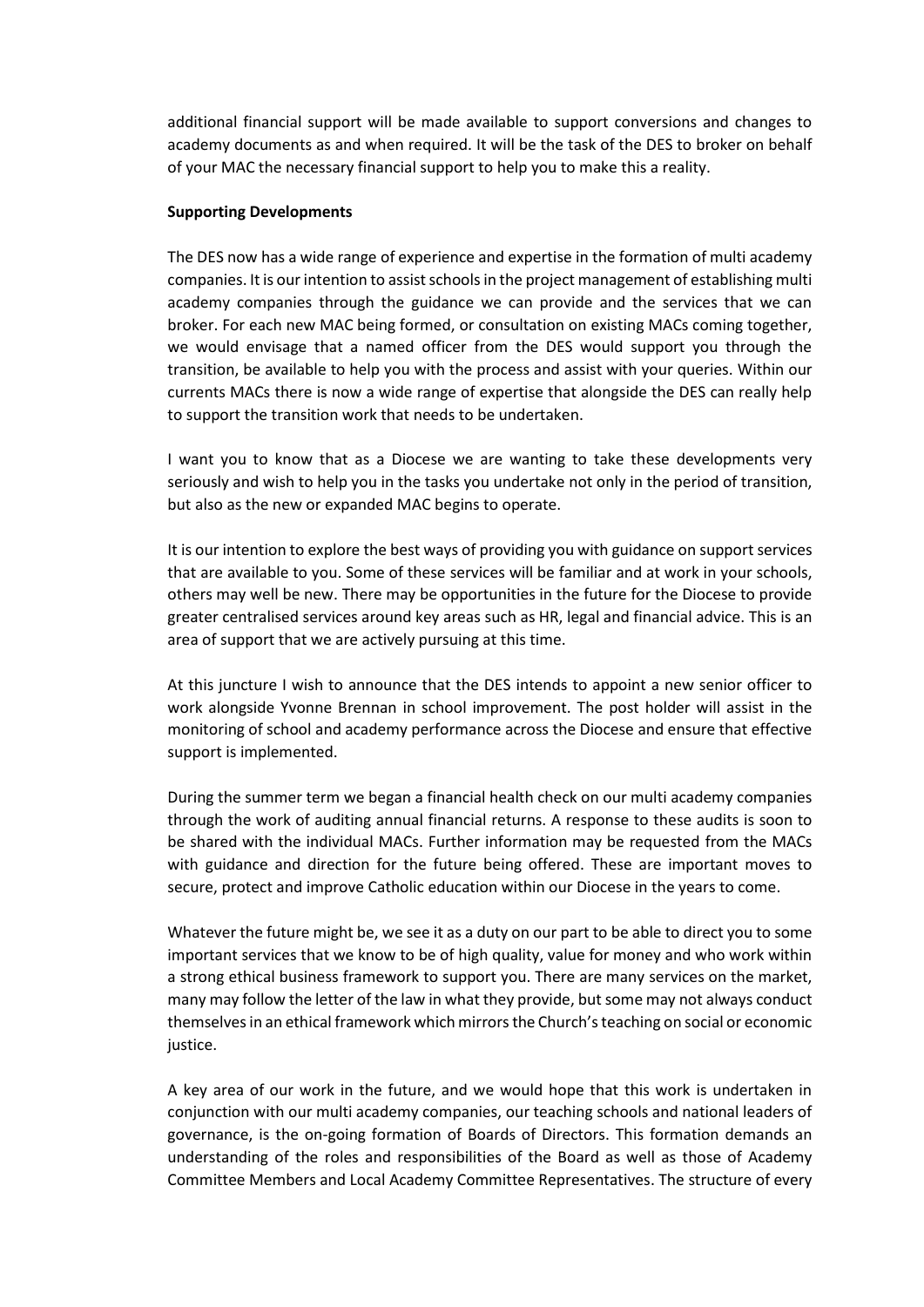additional financial support will be made available to support conversions and changes to academy documents as and when required. It will be the task of the DES to broker on behalf of your MAC the necessary financial support to help you to make this a reality.

**Supporting Developments**

The DES now has a wide range of experience and expertise in the formation of multi academy companies. It is our intention to assist schools in the project management of establishing multi academy companies through the guidance we can provide and the services that we can broker. For each new MAC being formed, or consultation on existing MACs coming together, we would envisage that a named officer from the DES would support you through the transition, be available to help you with the process and assist with your queries. Within our currents MACs there is now a wide range of expertise that alongside the DES can really help to support the transition work that needs to be undertaken.

I want you to know that as a Diocese we are wanting to take these developments very seriously and wish to help you in the tasks you undertake not only in the period of transition, but also as the new or expanded MAC begins to operate.

It is our intention to explore the best ways of providing you with guidance on support services that are available to you. Some of these services will be familiar and at work in your schools, others may well be new. There may be opportunities in the future for the Diocese to provide greater centralised services around key areas such as HR, legal and financial advice. This is an area of support that we are actively pursuing at this time.

At this juncture I wish to announce that the DES intends to appoint a new senior officer to work alongside Yvonne Brennan in school improvement. The post holder will assist in the monitoring of school and academy performance across the Diocese and ensure that effective support is implemented.

During the summer term we began a financial health check on our multi academy companies through the work of auditing annual financial returns. A response to these audits is soon to be shared with the individual MACs. Further information may be requested from the MACs with guidance and direction for the future being offered. These are important moves to secure, protect and improve Catholic education within our Diocese in the years to come.

Whatever the future might be, we see it as a duty on our part to be able to direct you to some important services that we know to be of high quality, value for money and who work within a strong ethical business framework to support you. There are many services on the market, many may follow the letter of the law in what they provide, but some may not always conduct themselves in an ethical framework which mirrors the Church's teaching on social or economic justice.

A key area of our work in the future, and we would hope that this work is undertaken in conjunction with our multi academy companies, our teaching schools and national leaders of governance, is the on-going formation of Boards of Directors. This formation demands an understanding of the roles and responsibilities of the Board as well as those of Academy Committee Members and Local Academy Committee Representatives. The structure of every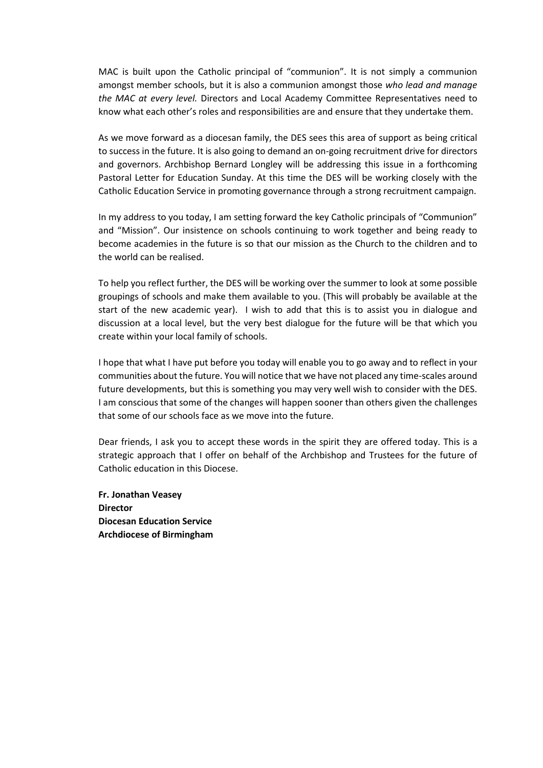MAC is built upon the Catholic principal of "communion". It is not simply a communion amongst member schools, but it is also a communion amongst those *who lead and manage the MAC at every level.* Directors and Local Academy Committee Representatives need to know what each other's roles and responsibilities are and ensure that they undertake them.

As we move forward as a diocesan family, the DES sees this area of support as being critical to success in the future. It is also going to demand an on-going recruitment drive for directors and governors. Archbishop Bernard Longley will be addressing this issue in a forthcoming Pastoral Letter for Education Sunday. At this time the DES will be working closely with the Catholic Education Service in promoting governance through a strong recruitment campaign.

In my address to you today, I am setting forward the key Catholic principals of "Communion" and "Mission". Our insistence on schools continuing to work together and being ready to become academies in the future is so that our mission as the Church to the children and to the world can be realised.

To help you reflect further, the DES will be working over the summer to look at some possible groupings of schools and make them available to you. (This will probably be available at the start of the new academic year). I wish to add that this is to assist you in dialogue and discussion at a local level, but the very best dialogue for the future will be that which you create within your local family of schools.

I hope that what I have put before you today will enable you to go away and to reflect in your communities about the future. You will notice that we have not placed any time-scales around future developments, but this is something you may very well wish to consider with the DES. I am conscious that some of the changes will happen sooner than others given the challenges that some of our schools face as we move into the future.

Dear friends, I ask you to accept these words in the spirit they are offered today. This is a strategic approach that I offer on behalf of the Archbishop and Trustees for the future of Catholic education in this Diocese.

**Fr. Jonathan Veasey**
**Director**
**Diocesan Education Service**
**Archdiocese of Birmingham**